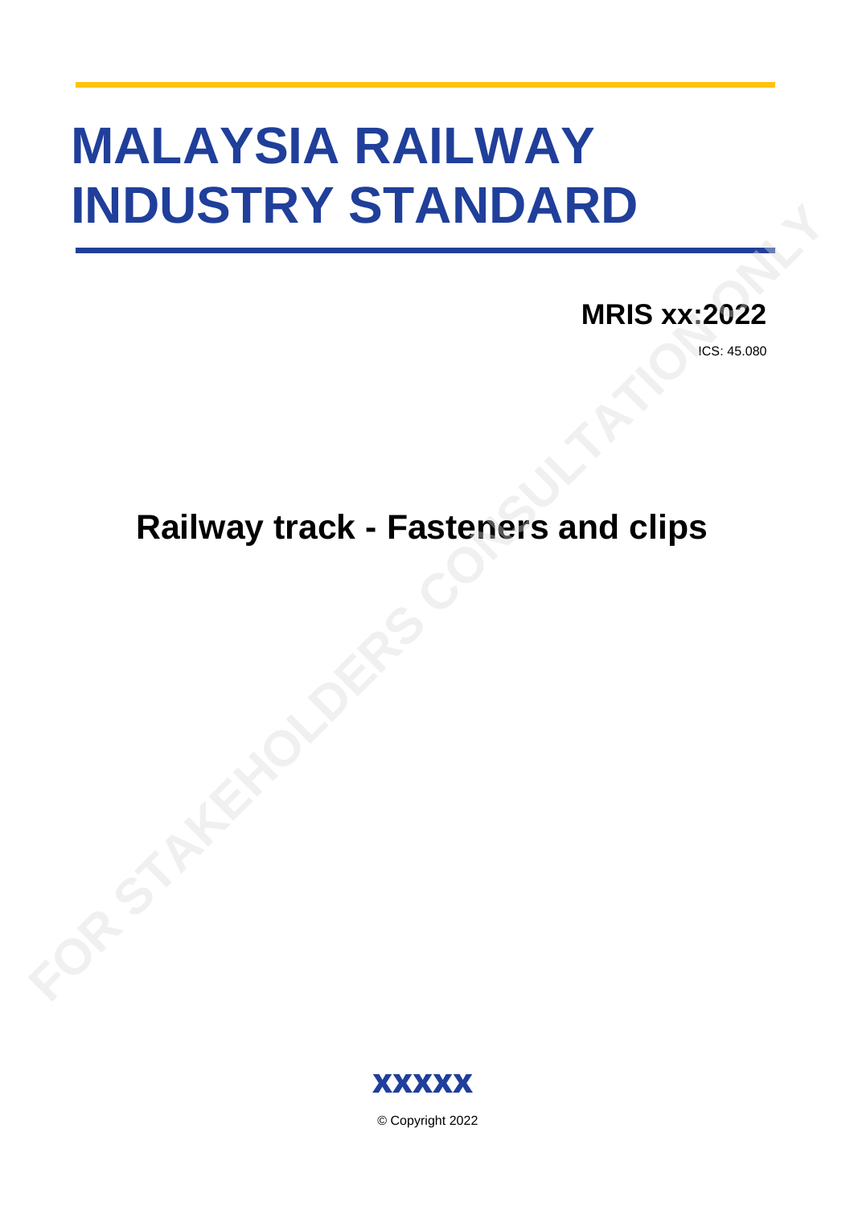# MALAYSIA RAILWAY INDUSTRY STANDARD

**MRIS xx:2022**

ICS: 45.080

## Railway track - Fasteners and clips

FOR STAKEHOLDERS CONSULTATION ONLY

**XXXXX**

© Copyright 2022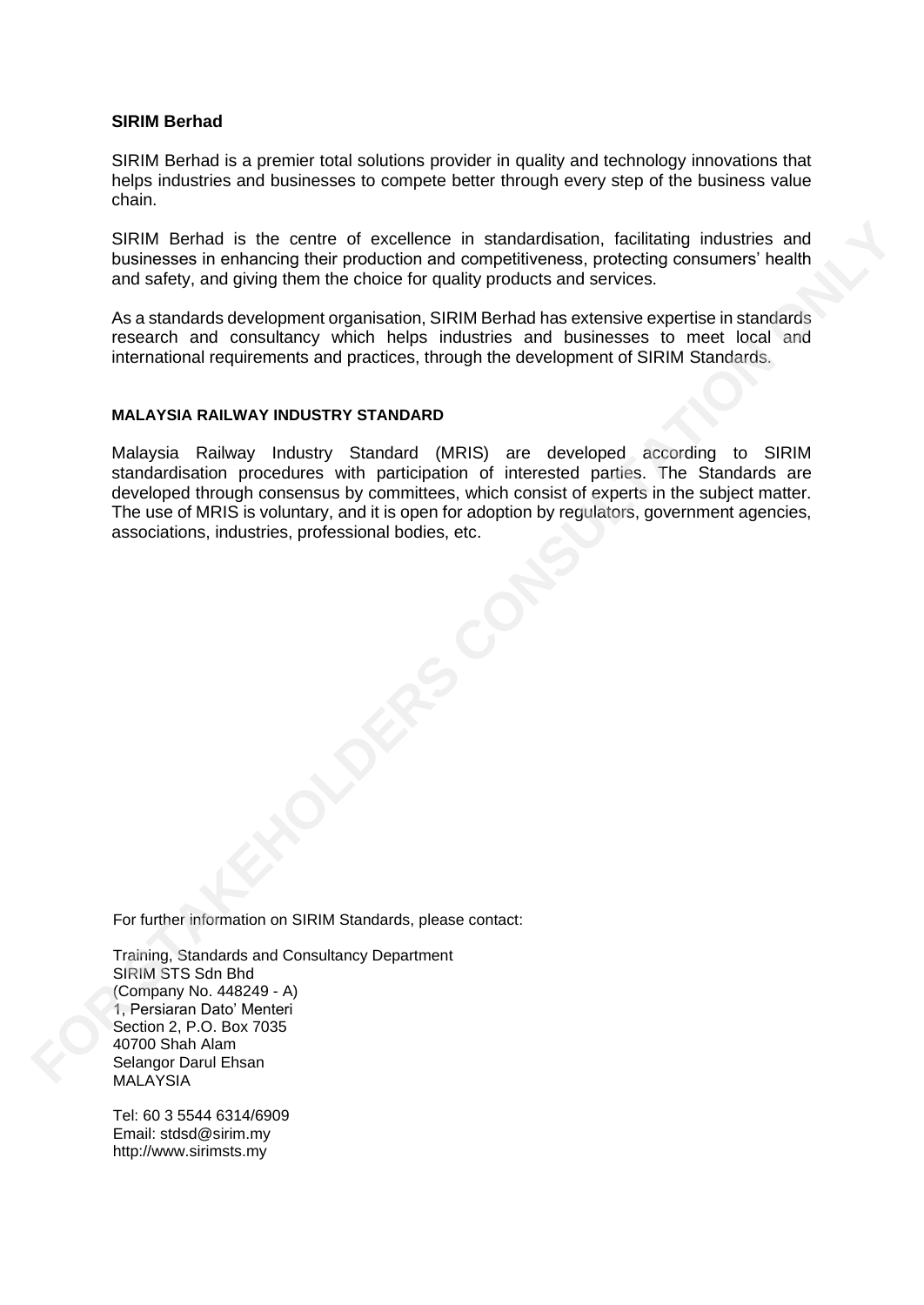**SIRIM Berhad**

SIRIM Berhad is a premier total solutions provider in quality and technology innovations that helps industries and businesses to compete better through every step of the business value chain.

SIRIM Berhad is the centre of excellence in standardisation, facilitating industries and businesses in enhancing their production and competitiveness, protecting consumers' health and safety, and giving them the choice for quality products and services.

As a standards development organisation, SIRIM Berhad has extensive expertise in standards research and consultancy which helps industries and businesses to meet local and international requirements and practices, through the development of SIRIM Standards.

**MALAYSIA RAILWAY INDUSTRY STANDARD**

Malaysia Railway Industry Standard (MRIS) are developed according to SIRIM standardisation procedures with participation of interested parties. The Standards are developed through consensus by committees, which consist of experts in the subject matter. The use of MRIS is voluntary, and it is open for adoption by regulators, government agencies, associations, industries, professional bodies, etc.

For further information on SIRIM Standards, please contact:

Training, Standards and Consultancy Department
SIRIM STS Sdn Bhd
(Company No. 448249 - A)
1, Persiaran Dato' Menteri
Section 2, P.O. Box 7035
40700 Shah Alam
Selangor Darul Ehsan
MALAYSIA

Tel: 60 3 5544 6314/6909
Email: stdsd@sirim.my
http://www.sirimsts.my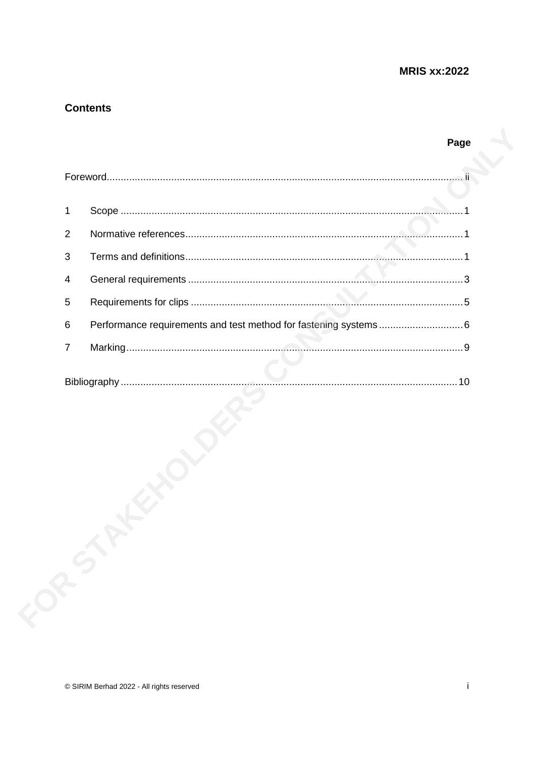## Contents

| | Page |
|---|---|
| Foreword | ii |
| 1 Scope | 1 |
| 2 Normative references | 1 |
| 3 Terms and definitions | 1 |
| 4 General requirements | 3 |
| 5 Requirements for clips | 5 |
| 6 Performance requirements and test method for fastening systems | 6 |
| 7 Marking | 9 |
| Bibliography | 10 |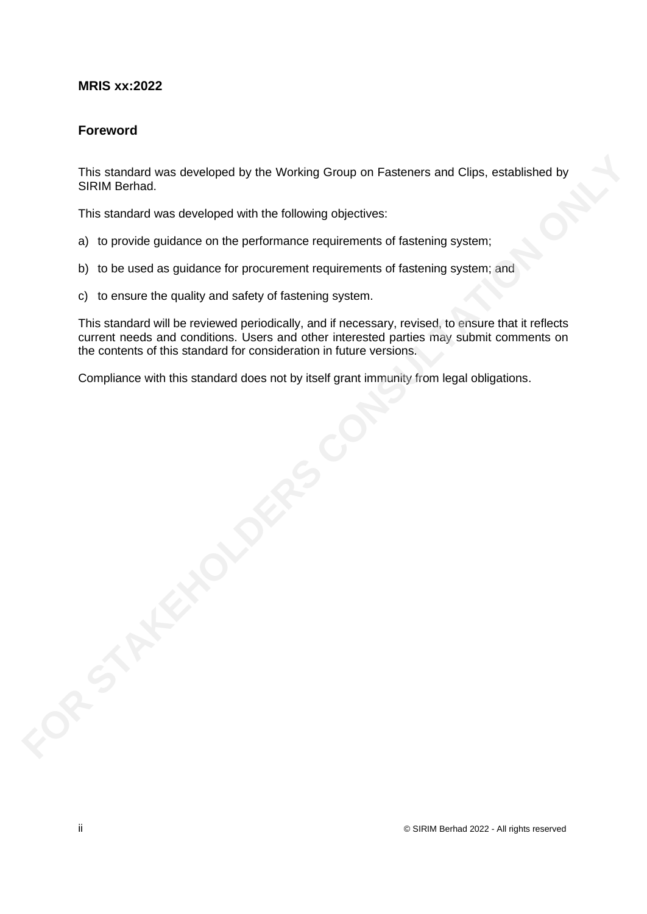## Foreword

This standard was developed by the Working Group on Fasteners and Clips, established by SIRIM Berhad.

This standard was developed with the following objectives:

a) to provide guidance on the performance requirements of fastening system;

b) to be used as guidance for procurement requirements of fastening system; and

c) to ensure the quality and safety of fastening system.

This standard will be reviewed periodically, and if necessary, revised, to ensure that it reflects current needs and conditions. Users and other interested parties may submit comments on the contents of this standard for consideration in future versions.

Compliance with this standard does not by itself grant immunity from legal obligations.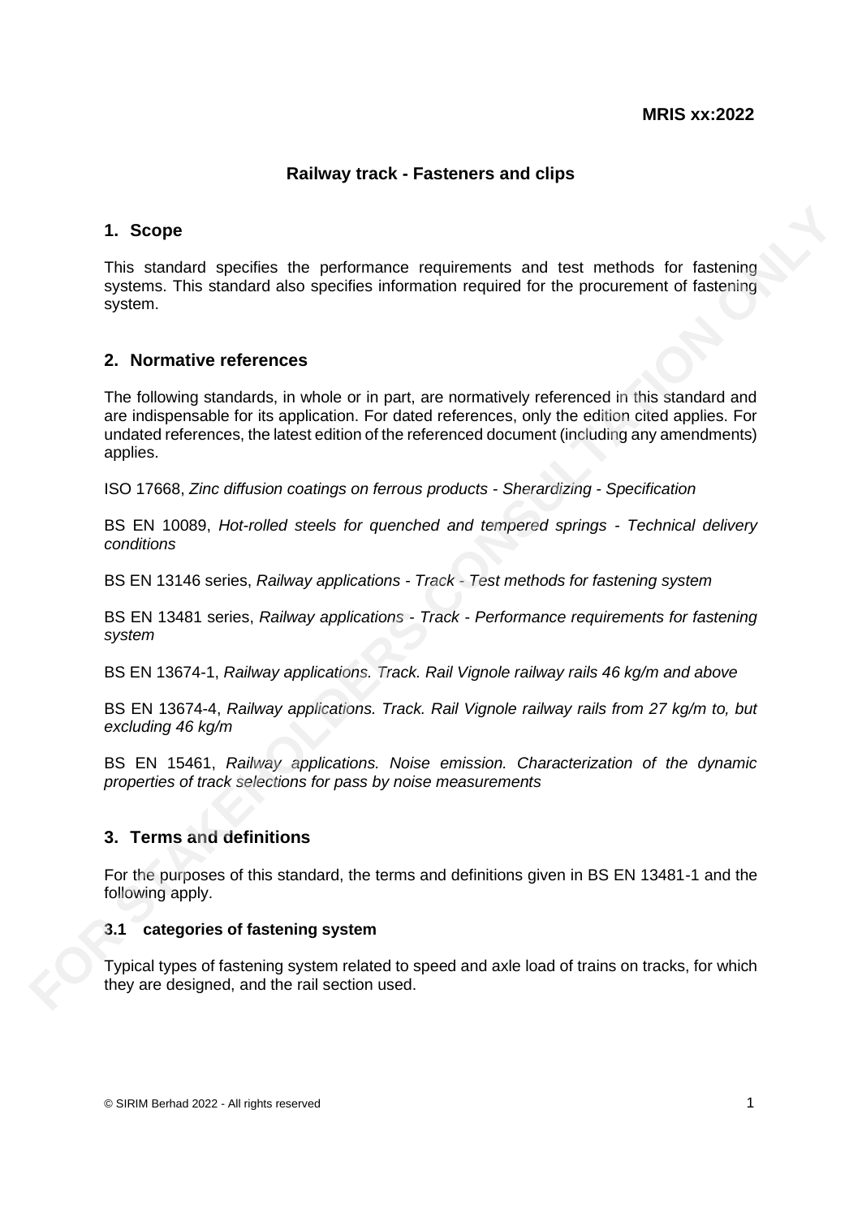**MRIS xx:2022**

## Railway track - Fasteners and clips

### 1. Scope

This standard specifies the performance requirements and test methods for fastening systems. This standard also specifies information required for the procurement of fastening system.

### 2. Normative references

The following standards, in whole or in part, are normatively referenced in this standard and are indispensable for its application. For dated references, only the edition cited applies. For undated references, the latest edition of the referenced document (including any amendments) applies.

ISO 17668, *Zinc diffusion coatings on ferrous products - Sherardizing - Specification*

BS EN 10089, *Hot-rolled steels for quenched and tempered springs - Technical delivery conditions*

BS EN 13146 series, *Railway applications - Track - Test methods for fastening system*

BS EN 13481 series, *Railway applications - Track - Performance requirements for fastening system*

BS EN 13674-1, *Railway applications. Track. Rail Vignole railway rails 46 kg/m and above*

BS EN 13674-4, *Railway applications. Track. Rail Vignole railway rails from 27 kg/m to, but excluding 46 kg/m*

BS EN 15461, *Railway applications. Noise emission. Characterization of the dynamic properties of track selections for pass by noise measurements*

### 3. Terms and definitions

For the purposes of this standard, the terms and definitions given in BS EN 13481-1 and the following apply.

#### 3.1 categories of fastening system

Typical types of fastening system related to speed and axle load of trains on tracks, for which they are designed, and the rail section used.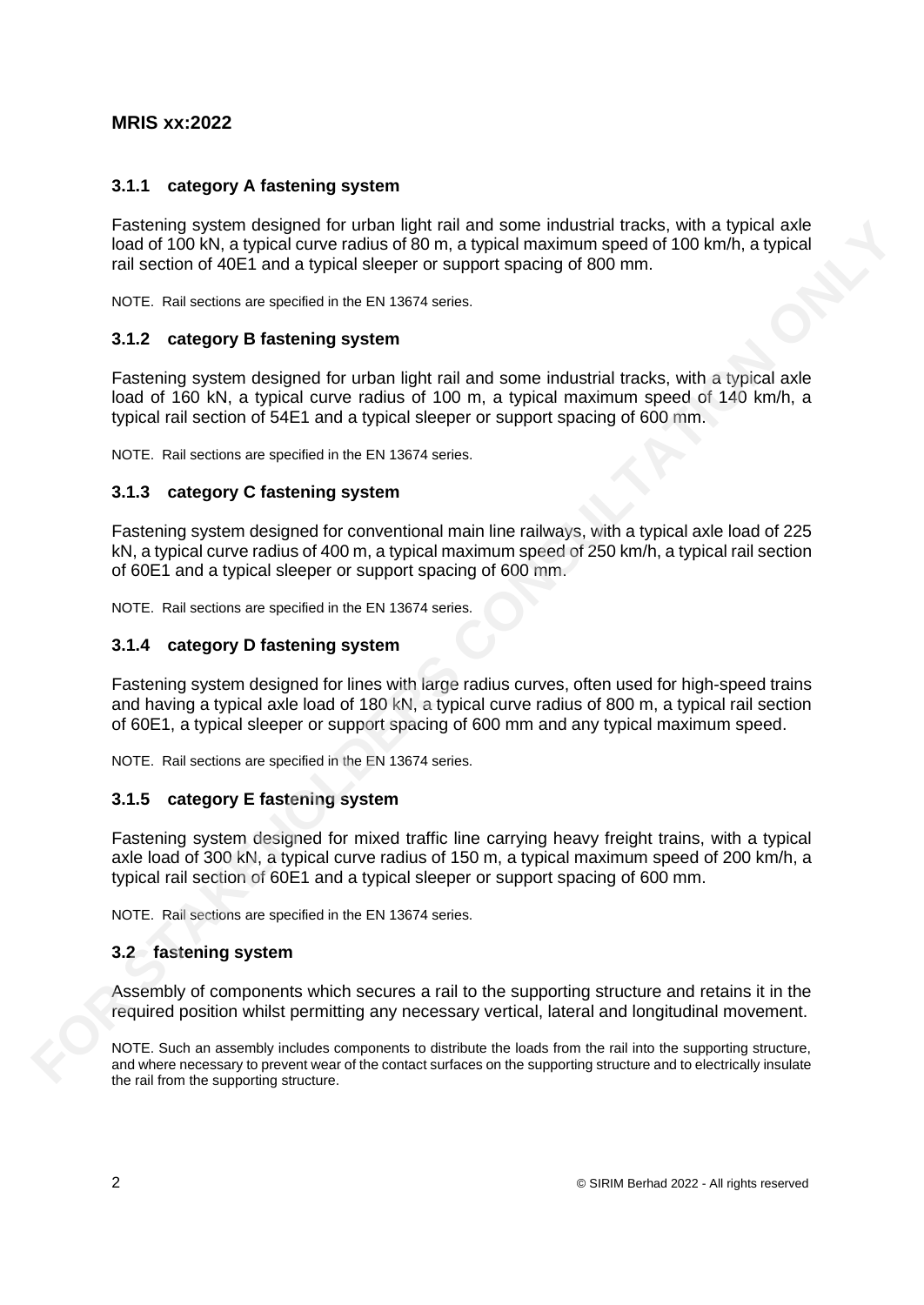### 3.1.1 category A fastening system

Fastening system designed for urban light rail and some industrial tracks, with a typical axle load of 100 kN, a typical curve radius of 80 m, a typical maximum speed of 100 km/h, a typical rail section of 40E1 and a typical sleeper or support spacing of 800 mm.

NOTE. Rail sections are specified in the EN 13674 series.

### 3.1.2 category B fastening system

Fastening system designed for urban light rail and some industrial tracks, with a typical axle load of 160 kN, a typical curve radius of 100 m, a typical maximum speed of 140 km/h, a typical rail section of 54E1 and a typical sleeper or support spacing of 600 mm.

NOTE. Rail sections are specified in the EN 13674 series.

### 3.1.3 category C fastening system

Fastening system designed for conventional main line railways, with a typical axle load of 225 kN, a typical curve radius of 400 m, a typical maximum speed of 250 km/h, a typical rail section of 60E1 and a typical sleeper or support spacing of 600 mm.

NOTE. Rail sections are specified in the EN 13674 series.

### 3.1.4 category D fastening system

Fastening system designed for lines with large radius curves, often used for high-speed trains and having a typical axle load of 180 kN, a typical curve radius of 800 m, a typical rail section of 60E1, a typical sleeper or support spacing of 600 mm and any typical maximum speed.

NOTE. Rail sections are specified in the EN 13674 series.

### 3.1.5 category E fastening system

Fastening system designed for mixed traffic line carrying heavy freight trains, with a typical axle load of 300 kN, a typical curve radius of 150 m, a typical maximum speed of 200 km/h, a typical rail section of 60E1 and a typical sleeper or support spacing of 600 mm.

NOTE. Rail sections are specified in the EN 13674 series.

## 3.2 fastening system

Assembly of components which secures a rail to the supporting structure and retains it in the required position whilst permitting any necessary vertical, lateral and longitudinal movement.

NOTE. Such an assembly includes components to distribute the loads from the rail into the supporting structure, and where necessary to prevent wear of the contact surfaces on the supporting structure and to electrically insulate the rail from the supporting structure.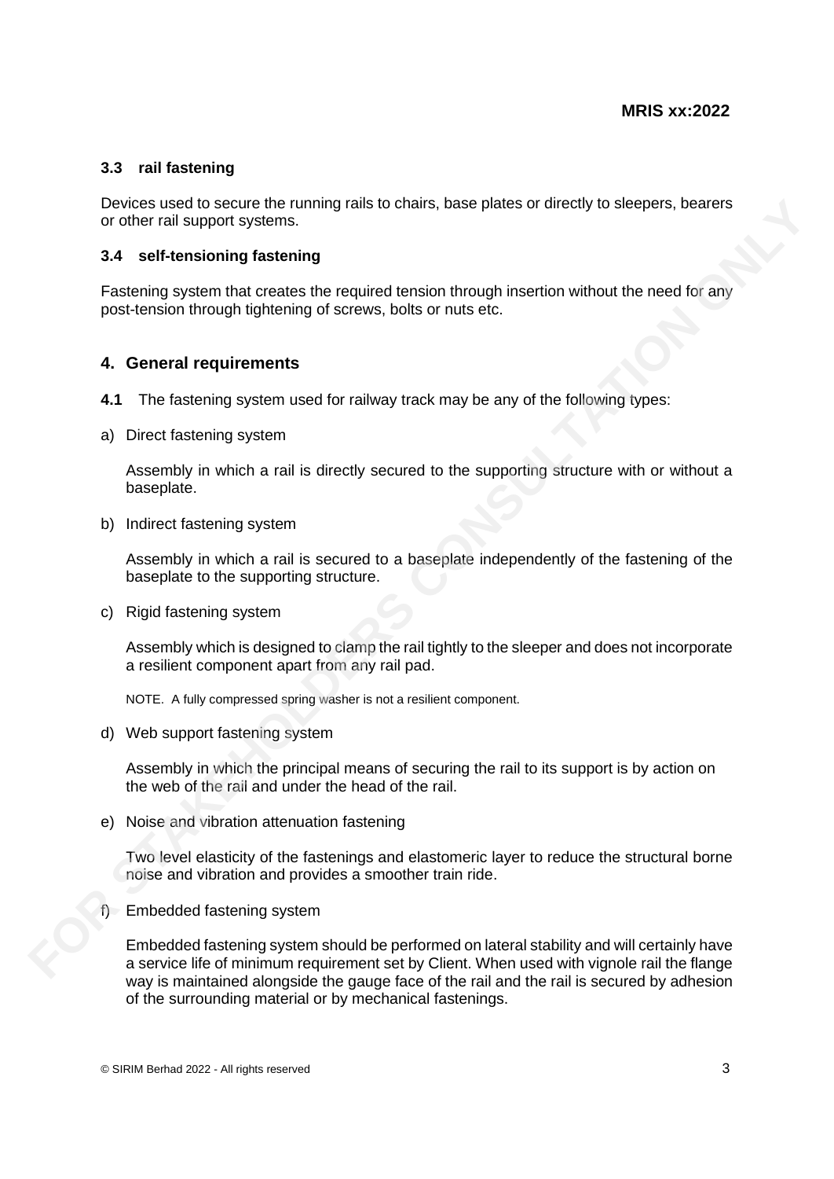### 3.3 rail fastening

Devices used to secure the running rails to chairs, base plates or directly to sleepers, bearers or other rail support systems.

### 3.4 self-tensioning fastening

Fastening system that creates the required tension through insertion without the need for any post-tension through tightening of screws, bolts or nuts etc.

## 4. General requirements

**4.1** The fastening system used for railway track may be any of the following types:

a) Direct fastening system

   Assembly in which a rail is directly secured to the supporting structure with or without a baseplate.

b) Indirect fastening system

   Assembly in which a rail is secured to a baseplate independently of the fastening of the baseplate to the supporting structure.

c) Rigid fastening system

   Assembly which is designed to clamp the rail tightly to the sleeper and does not incorporate a resilient component apart from any rail pad.

   NOTE. A fully compressed spring washer is not a resilient component.

d) Web support fastening system

   Assembly in which the principal means of securing the rail to its support is by action on the web of the rail and under the head of the rail.

e) Noise and vibration attenuation fastening

   Two level elasticity of the fastenings and elastomeric layer to reduce the structural borne noise and vibration and provides a smoother train ride.

f) Embedded fastening system

   Embedded fastening system should be performed on lateral stability and will certainly have a service life of minimum requirement set by Client. When used with vignole rail the flange way is maintained alongside the gauge face of the rail and the rail is secured by adhesion of the surrounding material or by mechanical fastenings.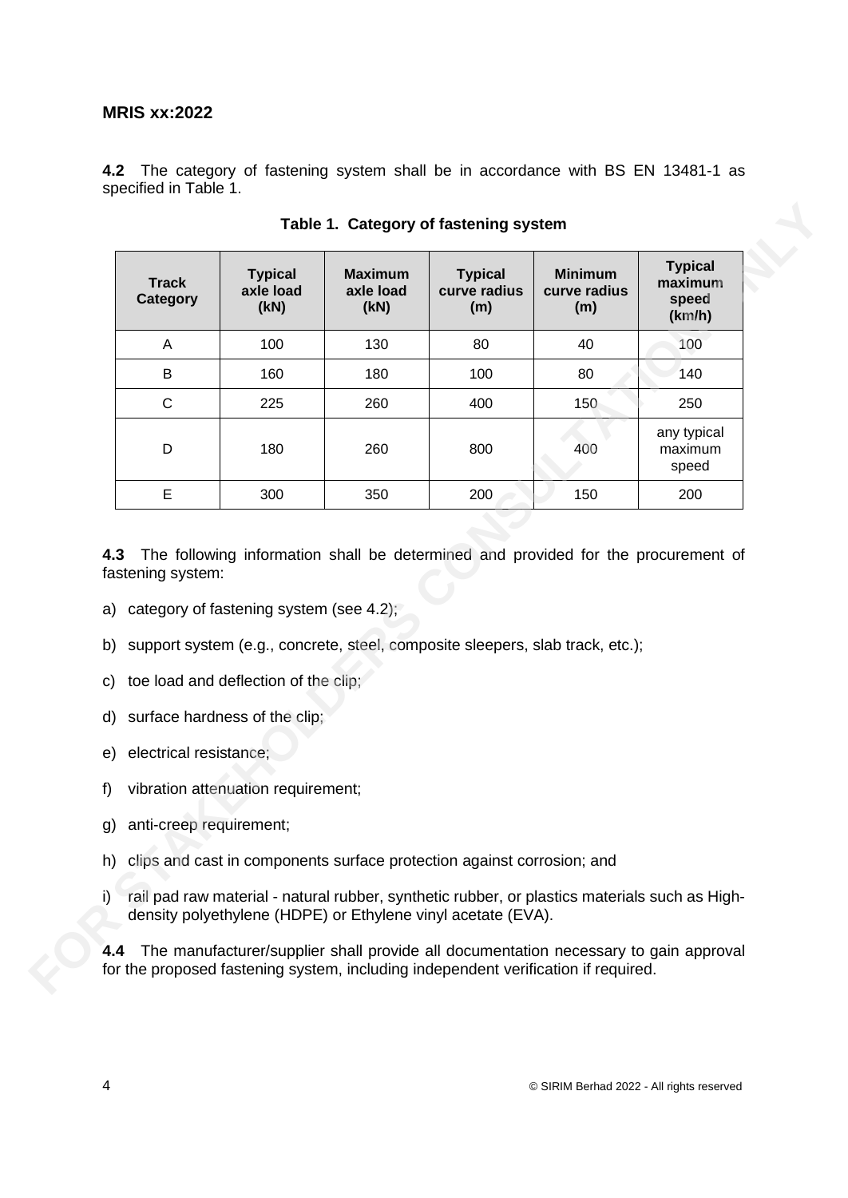**4.2** The category of fastening system shall be in accordance with BS EN 13481-1 as specified in Table 1.

**Table 1. Category of fastening system**

| Track Category | Typical axle load (kN) | Maximum axle load (kN) | Typical curve radius (m) | Minimum curve radius (m) | Typical maximum speed (km/h) |
|---|---|---|---|---|---|
| A | 100 | 130 | 80 | 40 | 100 |
| B | 160 | 180 | 100 | 80 | 140 |
| C | 225 | 260 | 400 | 150 | 250 |
| D | 180 | 260 | 800 | 400 | any typical maximum speed |
| E | 300 | 350 | 200 | 150 | 200 |

**4.3** The following information shall be determined and provided for the procurement of fastening system:

a) category of fastening system (see 4.2);

b) support system (e.g., concrete, steel, composite sleepers, slab track, etc.);

c) toe load and deflection of the clip;

d) surface hardness of the clip;

e) electrical resistance;

f) vibration attenuation requirement;

g) anti-creep requirement;

h) clips and cast in components surface protection against corrosion; and

i) rail pad raw material - natural rubber, synthetic rubber, or plastics materials such as High-density polyethylene (HDPE) or Ethylene vinyl acetate (EVA).

**4.4** The manufacturer/supplier shall provide all documentation necessary to gain approval for the proposed fastening system, including independent verification if required.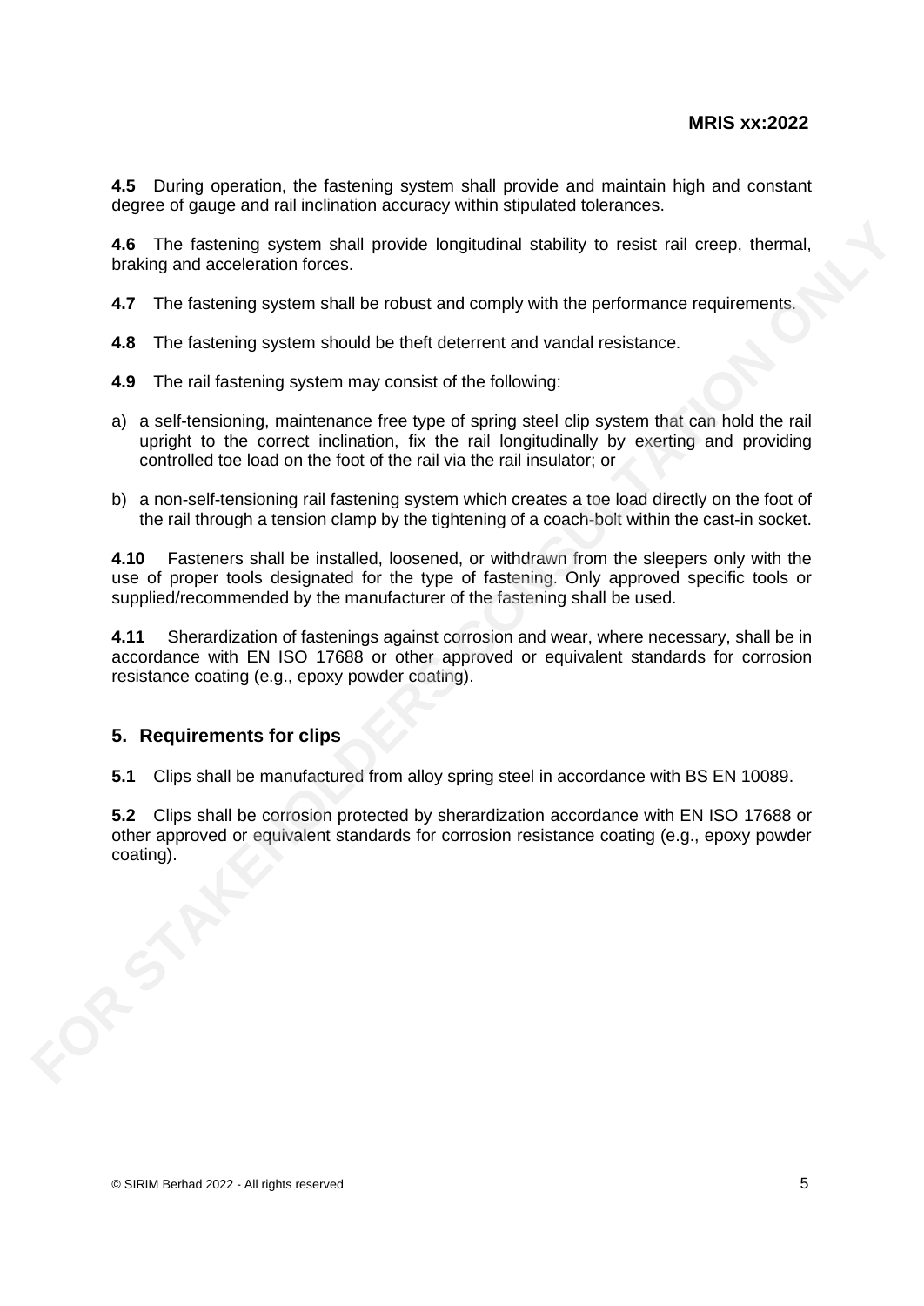**4.5** During operation, the fastening system shall provide and maintain high and constant degree of gauge and rail inclination accuracy within stipulated tolerances.

**4.6** The fastening system shall provide longitudinal stability to resist rail creep, thermal, braking and acceleration forces.

**4.7** The fastening system shall be robust and comply with the performance requirements.

**4.8** The fastening system should be theft deterrent and vandal resistance.

**4.9** The rail fastening system may consist of the following:

a) a self-tensioning, maintenance free type of spring steel clip system that can hold the rail upright to the correct inclination, fix the rail longitudinally by exerting and providing controlled toe load on the foot of the rail via the rail insulator; or

b) a non-self-tensioning rail fastening system which creates a toe load directly on the foot of the rail through a tension clamp by the tightening of a coach-bolt within the cast-in socket.

**4.10** Fasteners shall be installed, loosened, or withdrawn from the sleepers only with the use of proper tools designated for the type of fastening. Only approved specific tools or supplied/recommended by the manufacturer of the fastening shall be used.

**4.11** Sherardization of fastenings against corrosion and wear, where necessary, shall be in accordance with EN ISO 17688 or other approved or equivalent standards for corrosion resistance coating (e.g., epoxy powder coating).

## 5. Requirements for clips

**5.1** Clips shall be manufactured from alloy spring steel in accordance with BS EN 10089.

**5.2** Clips shall be corrosion protected by sherardization accordance with EN ISO 17688 or other approved or equivalent standards for corrosion resistance coating (e.g., epoxy powder coating).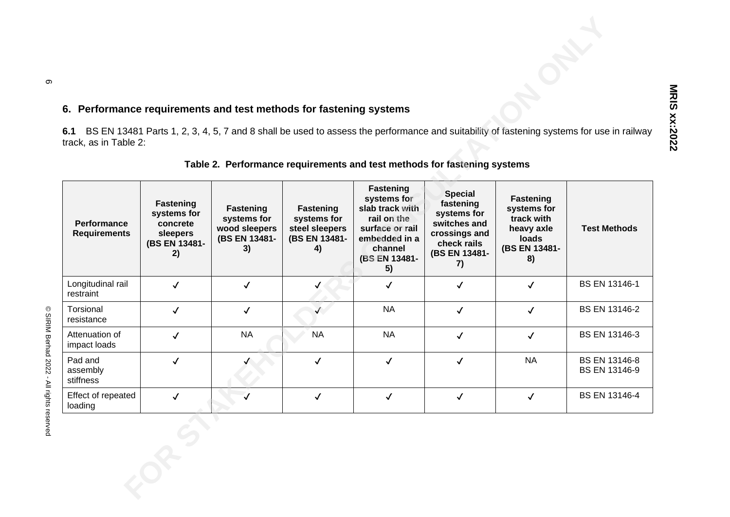## 6. Performance requirements and test methods for fastening systems

**6.1** BS EN 13481 Parts 1, 2, 3, 4, 5, 7 and 8 shall be used to assess the performance and suitability of fastening systems for use in railway track, as in Table 2:

**Table 2. Performance requirements and test methods for fastening systems**

| Performance Requirements | Fastening systems for concrete sleepers (BS EN 13481-2) | Fastening systems for wood sleepers (BS EN 13481-3) | Fastening systems for steel sleepers (BS EN 13481-4) | Fastening systems for slab track with rail on the surface or rail embedded in a channel (BS EN 13481-5) | Special fastening systems for switches and crossings and check rails (BS EN 13481-7) | Fastening systems for track with heavy axle loads (BS EN 13481-8) | Test Methods |
|---|---|---|---|---|---|---|---|
| Longitudinal rail restraint | ✓ | ✓ | ✓ | ✓ | ✓ | ✓ | BS EN 13146-1 |
| Torsional resistance | ✓ | ✓ | ✓ | NA | ✓ | ✓ | BS EN 13146-2 |
| Attenuation of impact loads | ✓ | NA | NA | NA | ✓ | ✓ | BS EN 13146-3 |
| Pad and assembly stiffness | ✓ | ✓ | ✓ | ✓ | ✓ | NA | BS EN 13146-8<br>BS EN 13146-9 |
| Effect of repeated loading | ✓ | ✓ | ✓ | ✓ | ✓ | ✓ | BS EN 13146-4 |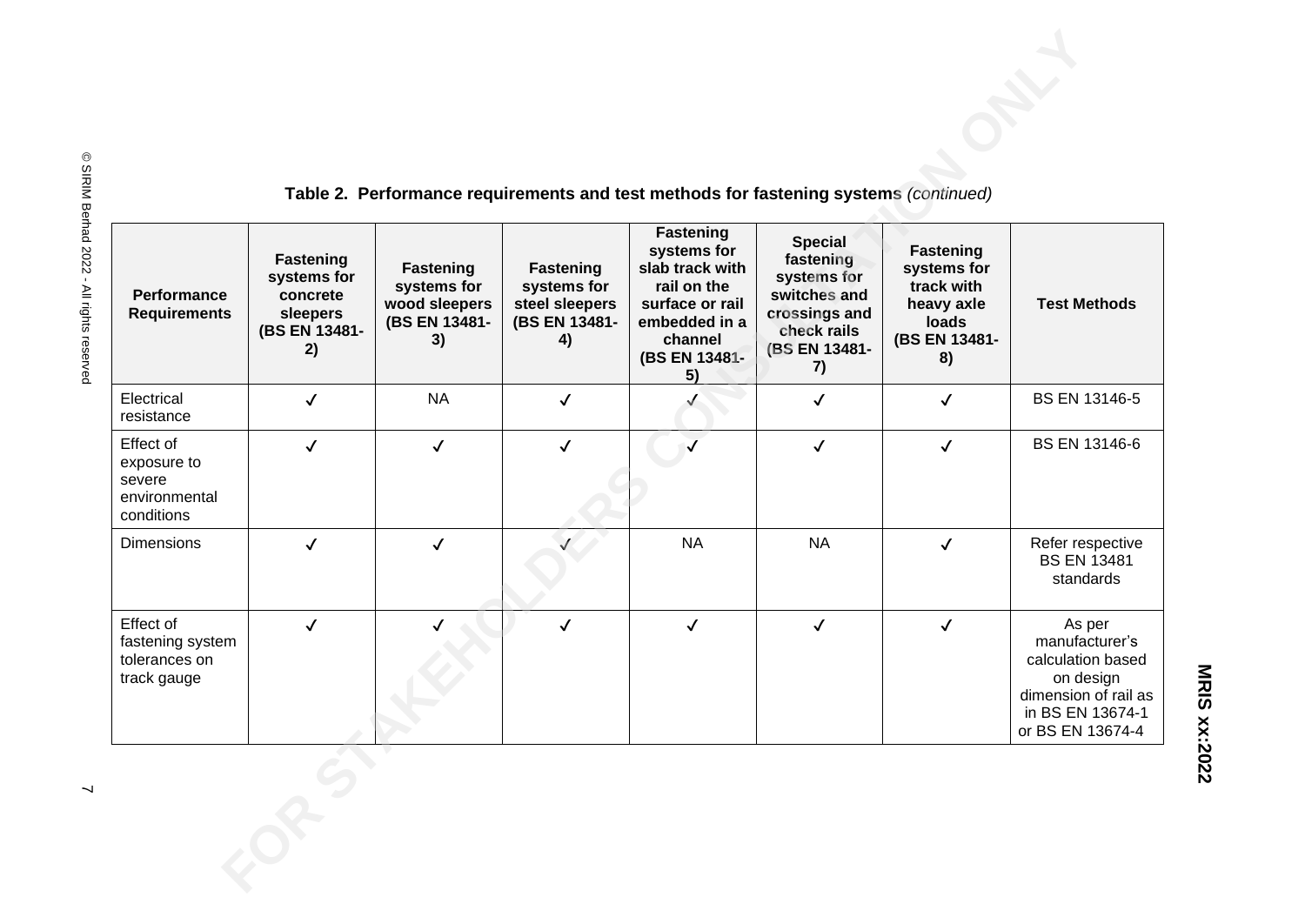**Table 2. Performance requirements and test methods for fastening systems** *(continued)*

| Performance Requirements | Fastening systems for concrete sleepers (BS EN 13481-2) | Fastening systems for wood sleepers (BS EN 13481-3) | Fastening systems for steel sleepers (BS EN 13481-4) | Fastening systems for slab track with rail on the surface or rail embedded in a channel (BS EN 13481-5) | Special fastening systems for switches and crossings and check rails (BS EN 13481-7) | Fastening systems for track with heavy axle loads (BS EN 13481-8) | Test Methods |
|---|---|---|---|---|---|---|---|
| Electrical resistance | ✓ | NA | ✓ | ✓ | ✓ | ✓ | BS EN 13146-5 |
| Effect of exposure to severe environmental conditions | ✓ | ✓ | ✓ | ✓ | ✓ | ✓ | BS EN 13146-6 |
| Dimensions | ✓ | ✓ | ✓ | NA | NA | ✓ | Refer respective BS EN 13481 standards |
| Effect of fastening system tolerances on track gauge | ✓ | ✓ | ✓ | ✓ | ✓ | ✓ | As per manufacturer's calculation based on design dimension of rail as in BS EN 13674-1 or BS EN 13674-4 |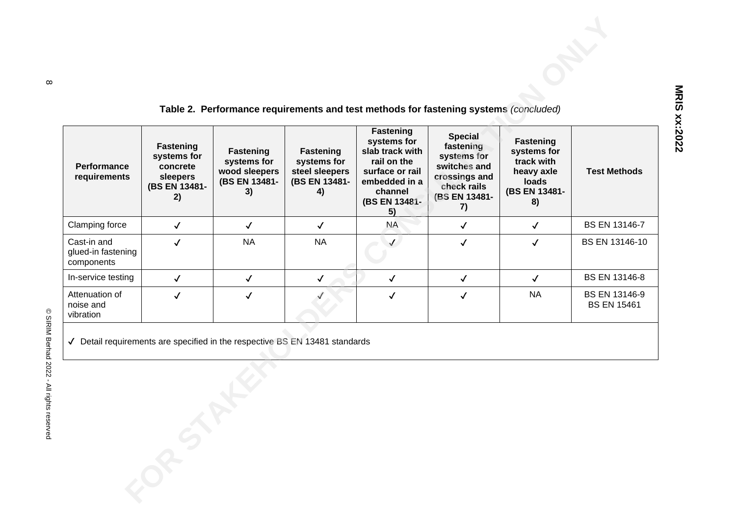**Table 2. Performance requirements and test methods for fastening systems** *(concluded)*

| Performance requirements | Fastening systems for concrete sleepers (BS EN 13481-2) | Fastening systems for wood sleepers (BS EN 13481-3) | Fastening systems for steel sleepers (BS EN 13481-4) | Fastening systems for slab track with rail on the surface or rail embedded in a channel (BS EN 13481-5) | Special fastening systems for switches and crossings and check rails (BS EN 13481-7) | Fastening systems for track with heavy axle loads (BS EN 13481-8) | Test Methods |
|---|---|---|---|---|---|---|---|
| Clamping force | ✓ | ✓ | ✓ | NA | ✓ | ✓ | BS EN 13146-7 |
| Cast-in and glued-in fastening components | ✓ | NA | NA | ✓ | ✓ | ✓ | BS EN 13146-10 |
| In-service testing | ✓ | ✓ | ✓ | ✓ | ✓ | ✓ | BS EN 13146-8 |
| Attenuation of noise and vibration | ✓ | ✓ | ✓ | ✓ | ✓ | NA | BS EN 13146-9<br>BS EN 15461 |

✓ Detail requirements are specified in the respective BS EN 13481 standards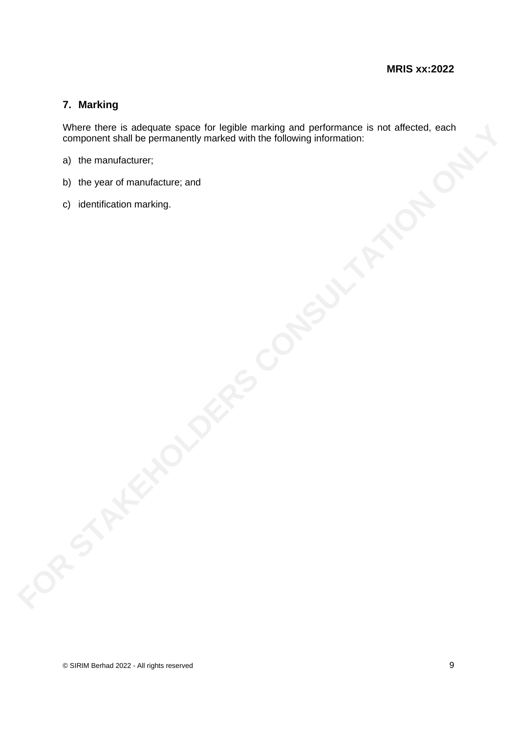## 7. Marking

Where there is adequate space for legible marking and performance is not affected, each component shall be permanently marked with the following information:

a) the manufacturer;

b) the year of manufacture; and

c) identification marking.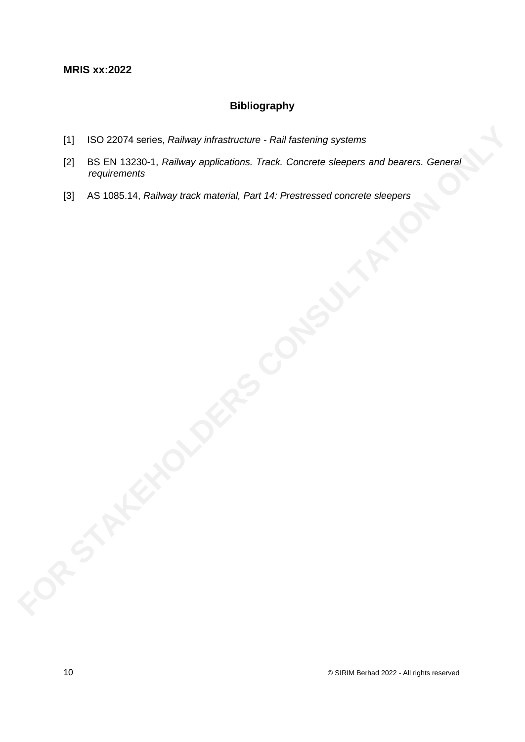## Bibliography

[1] ISO 22074 series, *Railway infrastructure - Rail fastening systems*

[2] BS EN 13230-1, *Railway applications. Track. Concrete sleepers and bearers. General requirements*

[3] AS 1085.14, *Railway track material, Part 14: Prestressed concrete sleepers*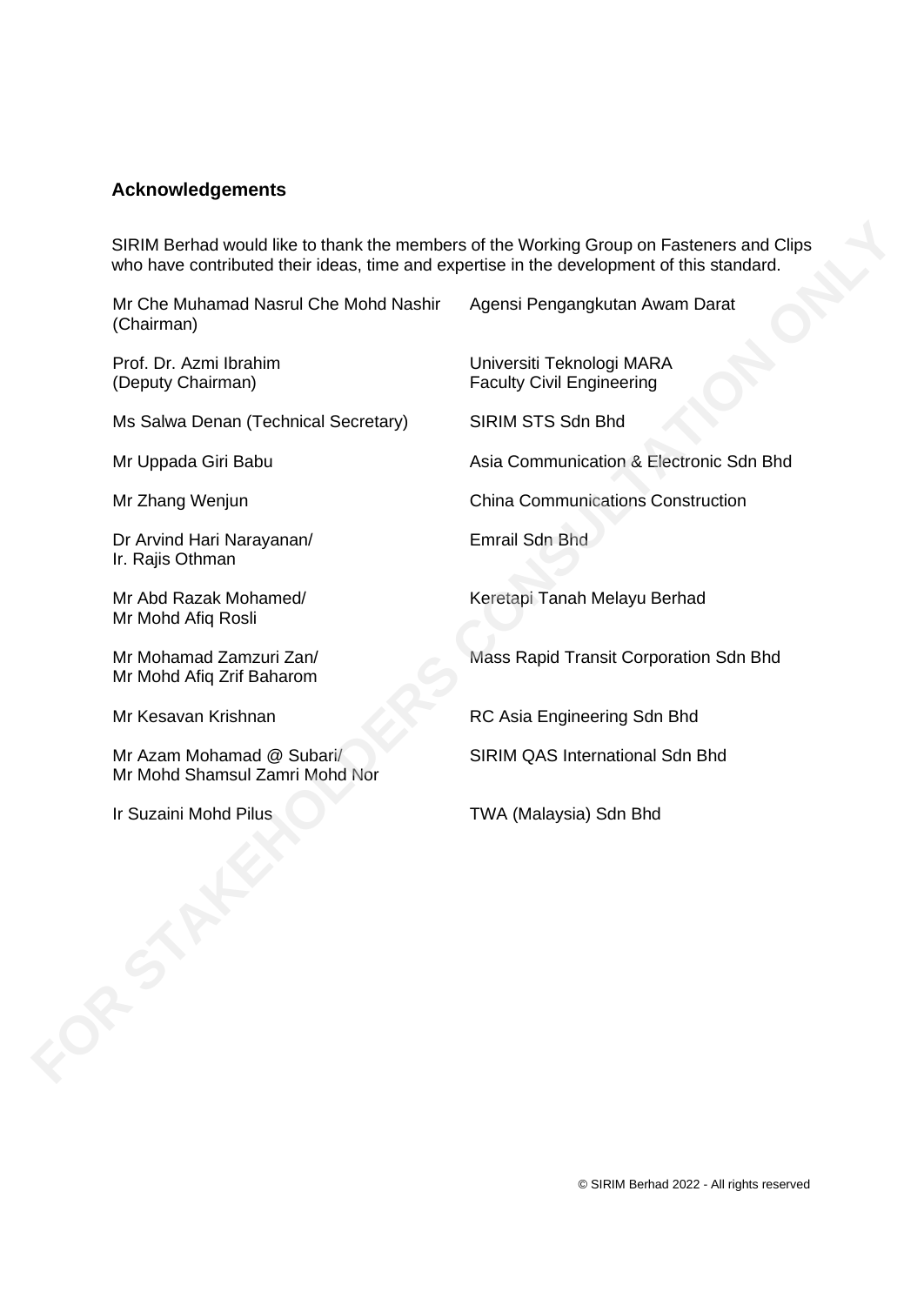## Acknowledgements

SIRIM Berhad would like to thank the members of the Working Group on Fasteners and Clips who have contributed their ideas, time and expertise in the development of this standard.

| | |
|---|---|
| Mr Che Muhamad Nasrul Che Mohd Nashir (Chairman) | Agensi Pengangkutan Awam Darat |
| Prof. Dr. Azmi Ibrahim (Deputy Chairman) | Universiti Teknologi MARA Faculty Civil Engineering |
| Ms Salwa Denan (Technical Secretary) | SIRIM STS Sdn Bhd |
| Mr Uppada Giri Babu | Asia Communication & Electronic Sdn Bhd |
| Mr Zhang Wenjun | China Communications Construction |
| Dr Arvind Hari Narayanan/ Ir. Rajis Othman | Emrail Sdn Bhd |
| Mr Abd Razak Mohamed/ Mr Mohd Afiq Rosli | Keretapi Tanah Melayu Berhad |
| Mr Mohamad Zamzuri Zan/ Mr Mohd Afiq Zrif Baharom | Mass Rapid Transit Corporation Sdn Bhd |
| Mr Kesavan Krishnan | RC Asia Engineering Sdn Bhd |
| Mr Azam Mohamad @ Subari/ Mr Mohd Shamsul Zamri Mohd Nor | SIRIM QAS International Sdn Bhd |
| Ir Suzaini Mohd Pilus | TWA (Malaysia) Sdn Bhd |

© SIRIM Berhad 2022 - All rights reserved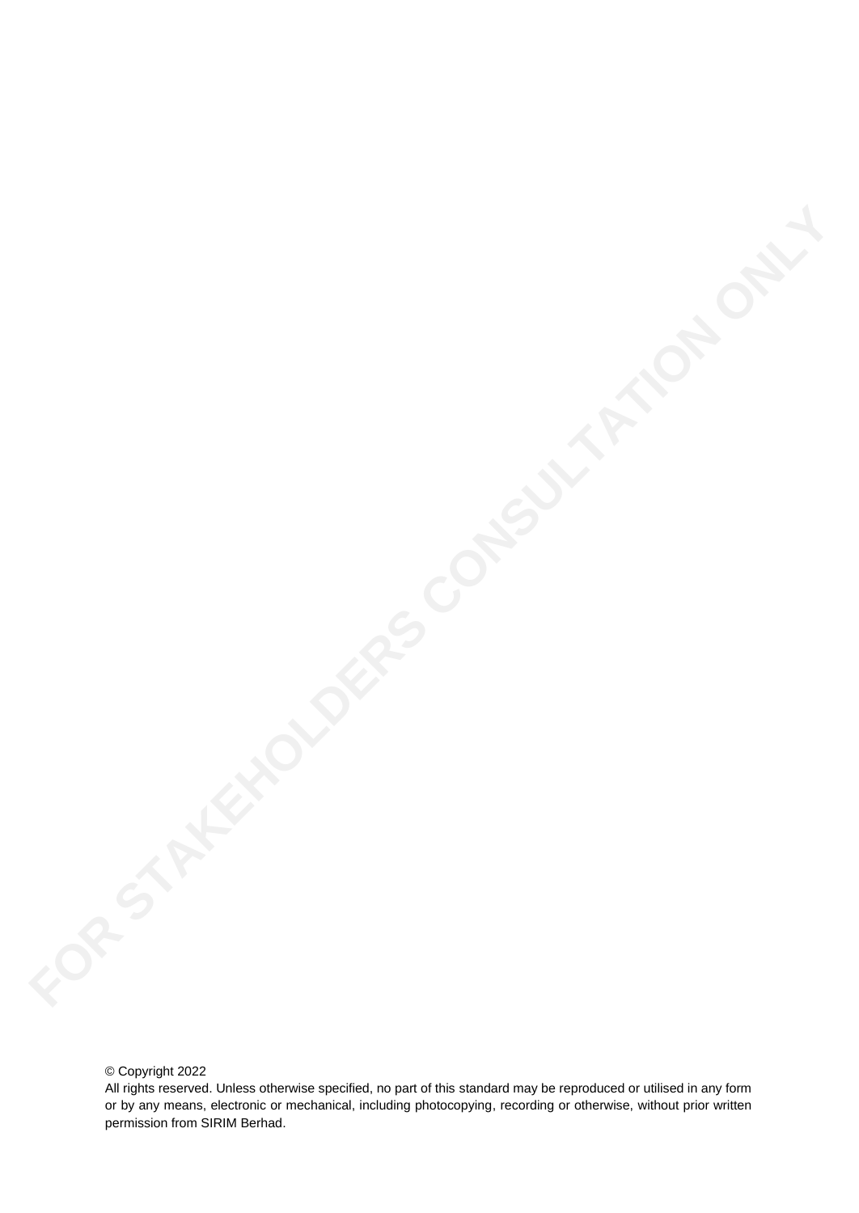© Copyright 2022

All rights reserved. Unless otherwise specified, no part of this standard may be reproduced or utilised in any form or by any means, electronic or mechanical, including photocopying, recording or otherwise, without prior written permission from SIRIM Berhad.